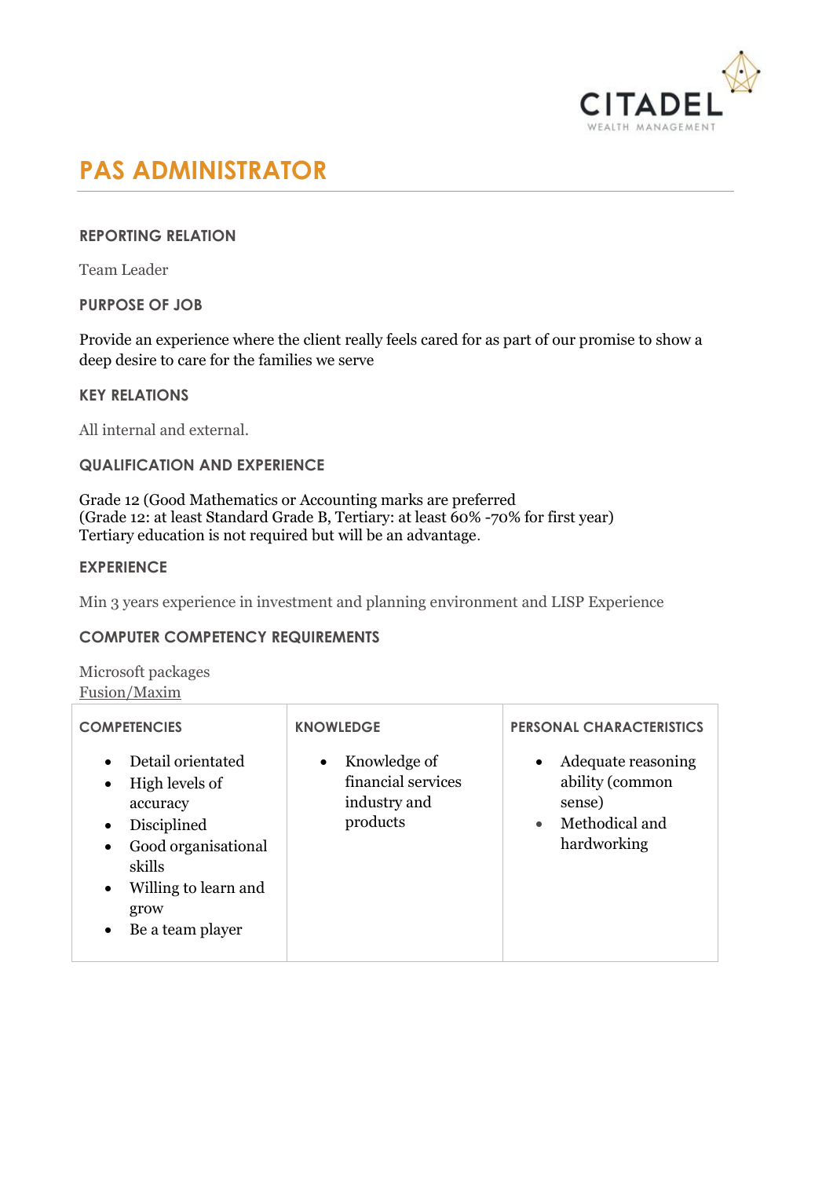CITADEL
WEALTH MANAGEMENT

# PAS ADMINISTRATOR

## REPORTING RELATION

Team Leader

## PURPOSE OF JOB

Provide an experience where the client really feels cared for as part of our promise to show a deep desire to care for the families we serve

## KEY RELATIONS

All internal and external.

## QUALIFICATION AND EXPERIENCE

Grade 12 (Good Mathematics or Accounting marks are preferred
(Grade 12: at least Standard Grade B, Tertiary: at least 60% -70% for first year)
Tertiary education is not required but will be an advantage.

## EXPERIENCE

Min 3 years experience in investment and planning environment and LISP Experience

## COMPUTER COMPETENCY REQUIREMENTS

Microsoft packages
Fusion/Maxim

| COMPETENCIES | KNOWLEDGE | PERSONAL CHARACTERISTICS |
|---|---|---|
| • Detail orientated<br>• High levels of accuracy<br>• Disciplined<br>• Good organisational skills<br>• Willing to learn and grow<br>• Be a team player | • Knowledge of financial services industry and products | • Adequate reasoning ability (common sense)<br>• Methodical and hardworking |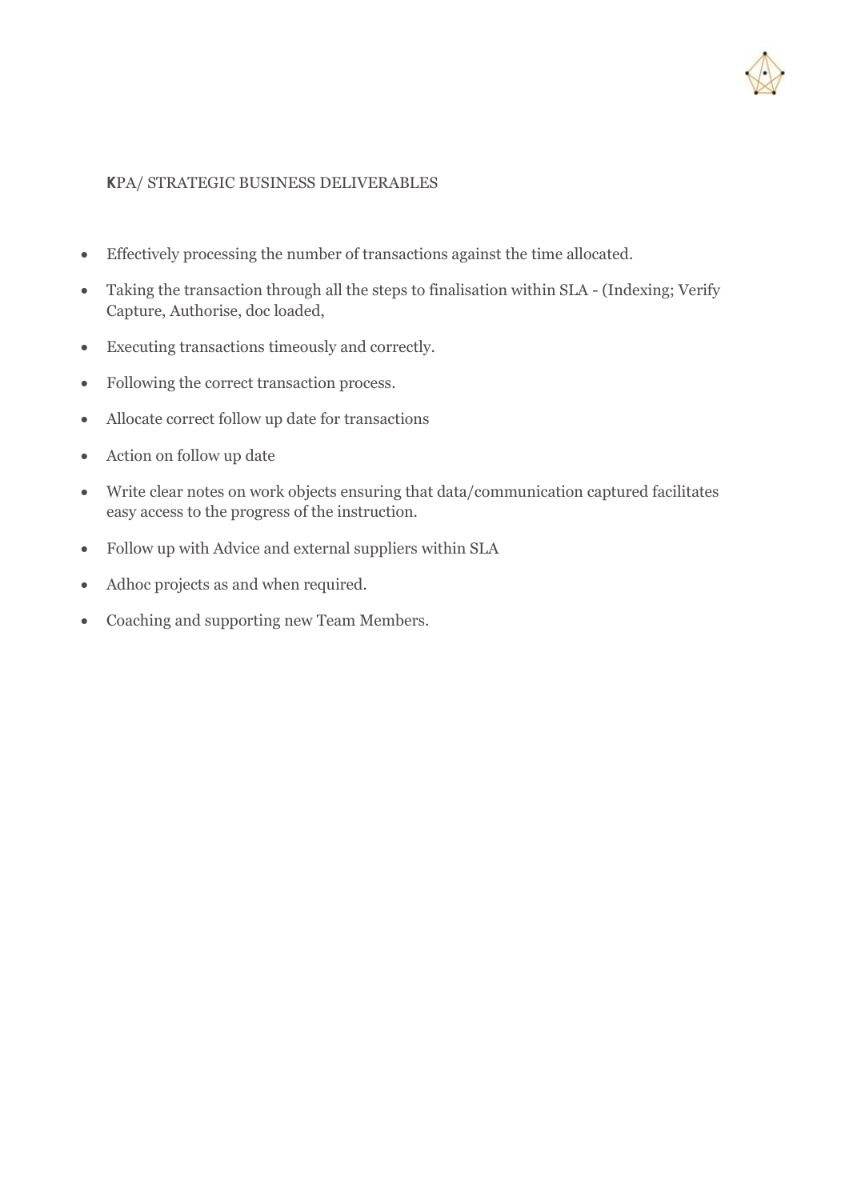## KPA/ STRATEGIC BUSINESS DELIVERABLES

- Effectively processing the number of transactions against the time allocated.
- Taking the transaction through all the steps to finalisation within SLA - (Indexing; Verify Capture, Authorise, doc loaded,
- Executing transactions timeously and correctly.
- Following the correct transaction process.
- Allocate correct follow up date for transactions
- Action on follow up date
- Write clear notes on work objects ensuring that data/communication captured facilitates easy access to the progress of the instruction.
- Follow up with Advice and external suppliers within SLA
- Adhoc projects as and when required.
- Coaching and supporting new Team Members.